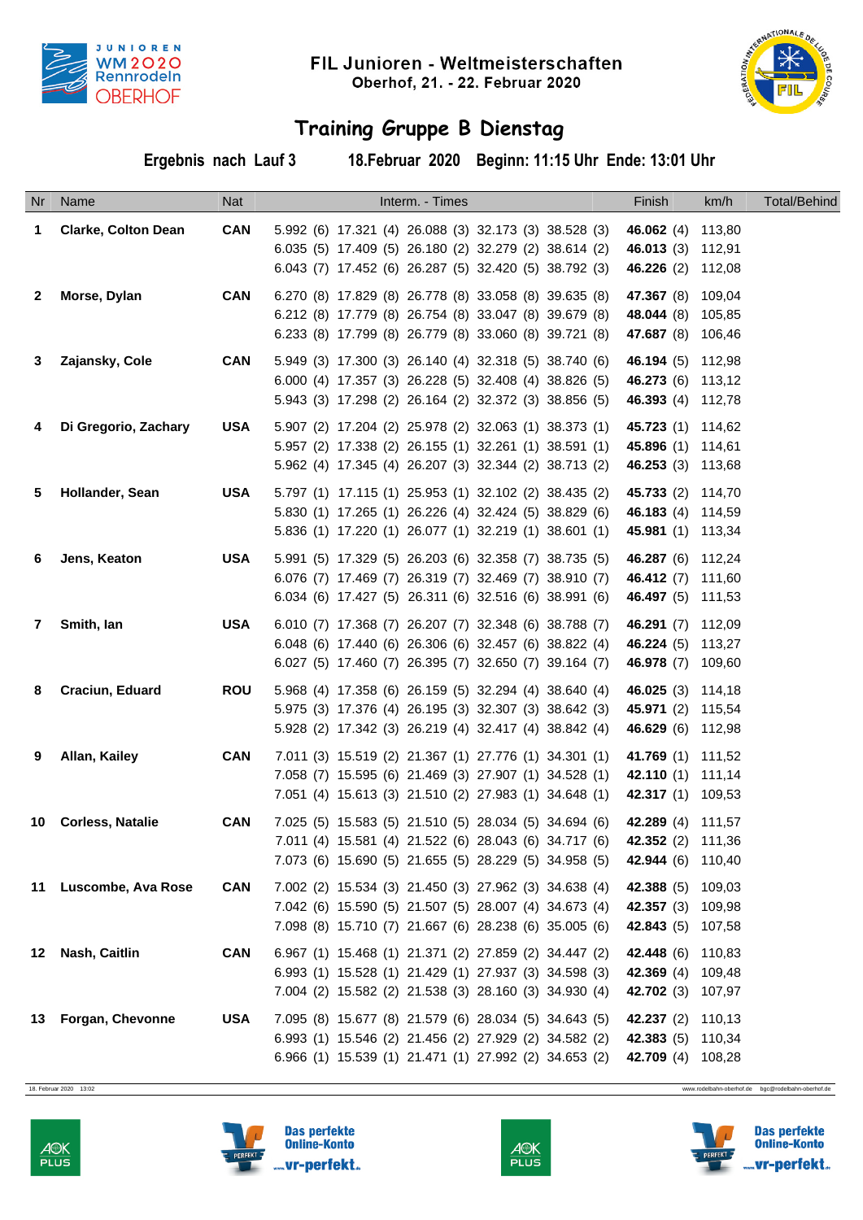JUNIOREN WM 2020 Rennrodeln OBERHOF

# FIL Junioren - Weltmeisterschaften

**Oberhof, 21. - 22. Februar 2020**

## Training Gruppe B Dienstag

**Ergebnis nach Lauf 3** **18.Februar 2020** **Beginn: 11:15 Uhr** **Ende: 13:01 Uhr**

| Nr | Name | Nat | Interm. - Times | Finish | km/h | Total/Behind |
|---|---|---|---|---|---|---|
| 1 | Clarke, Colton Dean | CAN | 5.992 (6) 17.321 (4) 26.088 (3) 32.173 (3) 38.528 (3) | **46.062** (4) | 113,80 | |
| | | | 6.035 (5) 17.409 (5) 26.180 (2) 32.279 (2) 38.614 (2) | **46.013** (3) | 112,91 | |
| | | | 6.043 (7) 17.452 (6) 26.287 (5) 32.420 (5) 38.792 (3) | **46.226** (2) | 112,08 | |
| 2 | Morse, Dylan | CAN | 6.270 (8) 17.829 (8) 26.778 (8) 33.058 (8) 39.635 (8) | **47.367** (8) | 109,04 | |
| | | | 6.212 (8) 17.779 (8) 26.754 (8) 33.047 (8) 39.679 (8) | **48.044** (8) | 105,85 | |
| | | | 6.233 (8) 17.799 (8) 26.779 (8) 33.060 (8) 39.721 (8) | **47.687** (8) | 106,46 | |
| 3 | Zajansky, Cole | CAN | 5.949 (3) 17.300 (3) 26.140 (4) 32.318 (5) 38.740 (6) | **46.194** (5) | 112,98 | |
| | | | 6.000 (4) 17.357 (3) 26.228 (5) 32.408 (4) 38.826 (5) | **46.273** (6) | 113,12 | |
| | | | 5.943 (3) 17.298 (2) 26.164 (2) 32.372 (3) 38.856 (5) | **46.393** (4) | 112,78 | |
| 4 | Di Gregorio, Zachary | USA | 5.907 (2) 17.204 (2) 25.978 (2) 32.063 (1) 38.373 (1) | **45.723** (1) | 114,62 | |
| | | | 5.957 (2) 17.338 (2) 26.155 (1) 32.261 (1) 38.591 (1) | **45.896** (1) | 114,61 | |
| | | | 5.962 (4) 17.345 (4) 26.207 (3) 32.344 (2) 38.713 (2) | **46.253** (3) | 113,68 | |
| 5 | Hollander, Sean | USA | 5.797 (1) 17.115 (1) 25.953 (1) 32.102 (2) 38.435 (2) | **45.733** (2) | 114,70 | |
| | | | 5.830 (1) 17.265 (1) 26.226 (4) 32.424 (5) 38.829 (6) | **46.183** (4) | 114,59 | |
| | | | 5.836 (1) 17.220 (1) 26.077 (1) 32.219 (1) 38.601 (1) | **45.981** (1) | 113,34 | |
| 6 | Jens, Keaton | USA | 5.991 (5) 17.329 (5) 26.203 (6) 32.358 (7) 38.735 (5) | **46.287** (6) | 112,24 | |
| | | | 6.076 (7) 17.469 (7) 26.319 (7) 32.469 (7) 38.910 (7) | **46.412** (7) | 111,60 | |
| | | | 6.034 (6) 17.427 (5) 26.311 (6) 32.516 (6) 38.991 (6) | **46.497** (5) | 111,53 | |
| 7 | Smith, Ian | USA | 6.010 (7) 17.368 (7) 26.207 (7) 32.348 (6) 38.788 (7) | **46.291** (7) | 112,09 | |
| | | | 6.048 (6) 17.440 (6) 26.306 (6) 32.457 (6) 38.822 (4) | **46.224** (5) | 113,27 | |
| | | | 6.027 (5) 17.460 (7) 26.395 (7) 32.650 (7) 39.164 (7) | **46.978** (7) | 109,60 | |
| 8 | Craciun, Eduard | ROU | 5.968 (4) 17.358 (6) 26.159 (5) 32.294 (4) 38.640 (4) | **46.025** (3) | 114,18 | |
| | | | 5.975 (3) 17.376 (4) 26.195 (3) 32.307 (3) 38.642 (3) | **45.971** (2) | 115,54 | |
| | | | 5.928 (2) 17.342 (3) 26.219 (4) 32.417 (4) 38.842 (4) | **46.629** (6) | 112,98 | |
| 9 | Allan, Kailey | CAN | 7.011 (3) 15.519 (2) 21.367 (1) 27.776 (1) 34.301 (1) | **41.769** (1) | 111,52 | |
| | | | 7.058 (7) 15.595 (6) 21.469 (3) 27.907 (1) 34.528 (1) | **42.110** (1) | 111,14 | |
| | | | 7.051 (4) 15.613 (3) 21.510 (2) 27.983 (1) 34.648 (1) | **42.317** (1) | 109,53 | |
| 10 | Corless, Natalie | CAN | 7.025 (5) 15.583 (5) 21.510 (5) 28.034 (5) 34.694 (6) | **42.289** (4) | 111,57 | |
| | | | 7.011 (4) 15.581 (4) 21.522 (6) 28.043 (6) 34.717 (6) | **42.352** (2) | 111,36 | |
| | | | 7.073 (6) 15.690 (5) 21.655 (5) 28.229 (5) 34.958 (5) | **42.944** (6) | 110,40 | |
| 11 | Luscombe, Ava Rose | CAN | 7.002 (2) 15.534 (3) 21.450 (3) 27.962 (3) 34.638 (4) | **42.388** (5) | 109,03 | |
| | | | 7.042 (6) 15.590 (5) 21.507 (5) 28.007 (4) 34.673 (4) | **42.357** (3) | 109,98 | |
| | | | 7.098 (8) 15.710 (7) 21.667 (6) 28.238 (6) 35.005 (6) | **42.843** (5) | 107,58 | |
| 12 | Nash, Caitlin | CAN | 6.967 (1) 15.468 (1) 21.371 (2) 27.859 (2) 34.447 (2) | **42.448** (6) | 110,83 | |
| | | | 6.993 (1) 15.528 (1) 21.429 (1) 27.937 (3) 34.598 (3) | **42.369** (4) | 109,48 | |
| | | | 7.004 (2) 15.582 (2) 21.538 (3) 28.160 (3) 34.930 (4) | **42.702** (3) | 107,97 | |
| 13 | Forgan, Chevonne | USA | 7.095 (8) 15.677 (8) 21.579 (6) 28.034 (5) 34.643 (5) | **42.237** (2) | 110,13 | |
| | | | 6.993 (1) 15.546 (2) 21.456 (2) 27.929 (2) 34.582 (2) | **42.383** (5) | 110,34 | |
| | | | 6.966 (1) 15.539 (1) 21.471 (1) 27.992 (2) 34.653 (2) | **42.709** (4) | 108,28 | |

18. Februar 2020 13:02

www.rodelbahn-oberhof.de bgc@rodelbahn-oberhof.de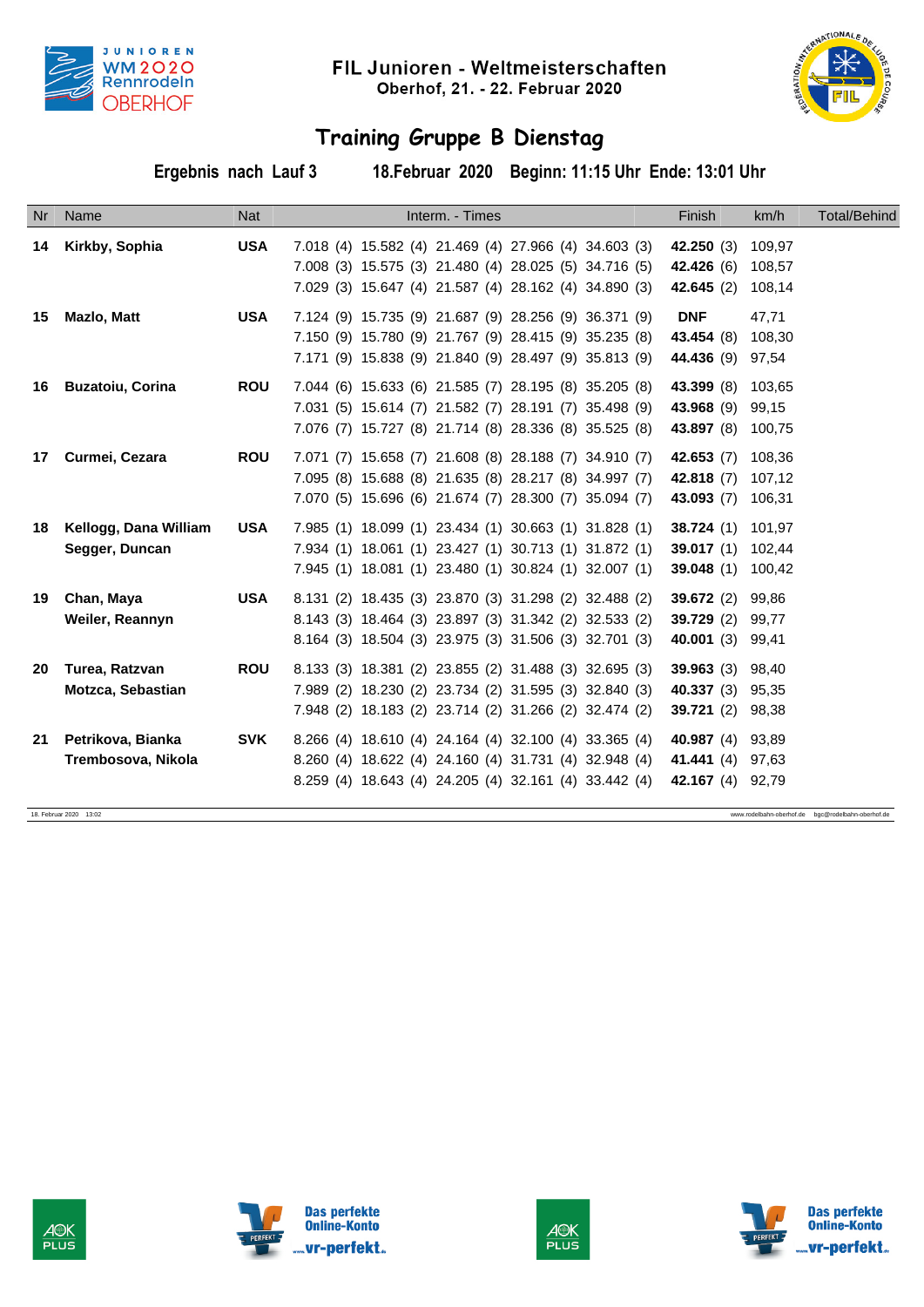# FIL Junioren - Weltmeisterschaften

Oberhof, 21. - 22. Februar 2020

## Training Gruppe B Dienstag

**Ergebnis nach Lauf 3** **18.Februar 2020** **Beginn: 11:15 Uhr** **Ende: 13:01 Uhr**

| Nr | Name | Nat | Interm. - Times | | | | | Finish | km/h | Total/Behind |
|---|---|---|---|---|---|---|---|---|---|---|
| **14** | **Kirkby, Sophia** | **USA** | 7.018 (4) | 15.582 (4) | 21.469 (4) | 27.966 (4) | 34.603 (3) | **42.250** (3) | 109,97 | |
| | | | 7.008 (3) | 15.575 (3) | 21.480 (4) | 28.025 (5) | 34.716 (5) | **42.426** (6) | 108,57 | |
| | | | 7.029 (3) | 15.647 (4) | 21.587 (4) | 28.162 (4) | 34.890 (3) | **42.645** (2) | 108,14 | |
| **15** | **Mazlo, Matt** | **USA** | 7.124 (9) | 15.735 (9) | 21.687 (9) | 28.256 (9) | 36.371 (9) | **DNF** | 47,71 | |
| | | | 7.150 (9) | 15.780 (9) | 21.767 (9) | 28.415 (9) | 35.235 (8) | **43.454** (8) | 108,30 | |
| | | | 7.171 (9) | 15.838 (9) | 21.840 (9) | 28.497 (9) | 35.813 (9) | **44.436** (9) | 97,54 | |
| **16** | **Buzatoiu, Corina** | **ROU** | 7.044 (6) | 15.633 (6) | 21.585 (7) | 28.195 (8) | 35.205 (8) | **43.399** (8) | 103,65 | |
| | | | 7.031 (5) | 15.614 (7) | 21.582 (7) | 28.191 (7) | 35.498 (9) | **43.968** (9) | 99,15 | |
| | | | 7.076 (7) | 15.727 (8) | 21.714 (8) | 28.336 (8) | 35.525 (8) | **43.897** (8) | 100,75 | |
| **17** | **Curmei, Cezara** | **ROU** | 7.071 (7) | 15.658 (7) | 21.608 (8) | 28.188 (7) | 34.910 (7) | **42.653** (7) | 108,36 | |
| | | | 7.095 (8) | 15.688 (8) | 21.635 (8) | 28.217 (8) | 34.997 (7) | **42.818** (7) | 107,12 | |
| | | | 7.070 (5) | 15.696 (6) | 21.674 (7) | 28.300 (7) | 35.094 (7) | **43.093** (7) | 106,31 | |
| **18** | **Kellogg, Dana William** | **USA** | 7.985 (1) | 18.099 (1) | 23.434 (1) | 30.663 (1) | 31.828 (1) | **38.724** (1) | 101,97 | |
| | **Segger, Duncan** | | 7.934 (1) | 18.061 (1) | 23.427 (1) | 30.713 (1) | 31.872 (1) | **39.017** (1) | 102,44 | |
| | | | 7.945 (1) | 18.081 (1) | 23.480 (1) | 30.824 (1) | 32.007 (1) | **39.048** (1) | 100,42 | |
| **19** | **Chan, Maya** | **USA** | 8.131 (2) | 18.435 (3) | 23.870 (3) | 31.298 (2) | 32.488 (2) | **39.672** (2) | 99,86 | |
| | **Weiler, Reannyn** | | 8.143 (3) | 18.464 (3) | 23.897 (3) | 31.342 (2) | 32.533 (2) | **39.729** (2) | 99,77 | |
| | | | 8.164 (3) | 18.504 (3) | 23.975 (3) | 31.506 (3) | 32.701 (3) | **40.001** (3) | 99,41 | |
| **20** | **Turea, Ratzvan** | **ROU** | 8.133 (3) | 18.381 (2) | 23.855 (2) | 31.488 (3) | 32.695 (3) | **39.963** (3) | 98,40 | |
| | **Motzca, Sebastian** | | 7.989 (2) | 18.230 (2) | 23.734 (2) | 31.595 (3) | 32.840 (3) | **40.337** (3) | 95,35 | |
| | | | 7.948 (2) | 18.183 (2) | 23.714 (2) | 31.266 (2) | 32.474 (2) | **39.721** (2) | 98,38 | |
| **21** | **Petrikova, Bianka** | **SVK** | 8.266 (4) | 18.610 (4) | 24.164 (4) | 32.100 (4) | 33.365 (4) | **40.987** (4) | 93,89 | |
| | **Trembosova, Nikola** | | 8.260 (4) | 18.622 (4) | 24.160 (4) | 31.731 (4) | 32.948 (4) | **41.441** (4) | 97,63 | |
| | | | 8.259 (4) | 18.643 (4) | 24.205 (4) | 32.161 (4) | 33.442 (4) | **42.167** (4) | 92,79 | |

18. Februar 2020 13:02

www.rodelbahn-oberhof.de bgc@rodelbahn-oberhof.de